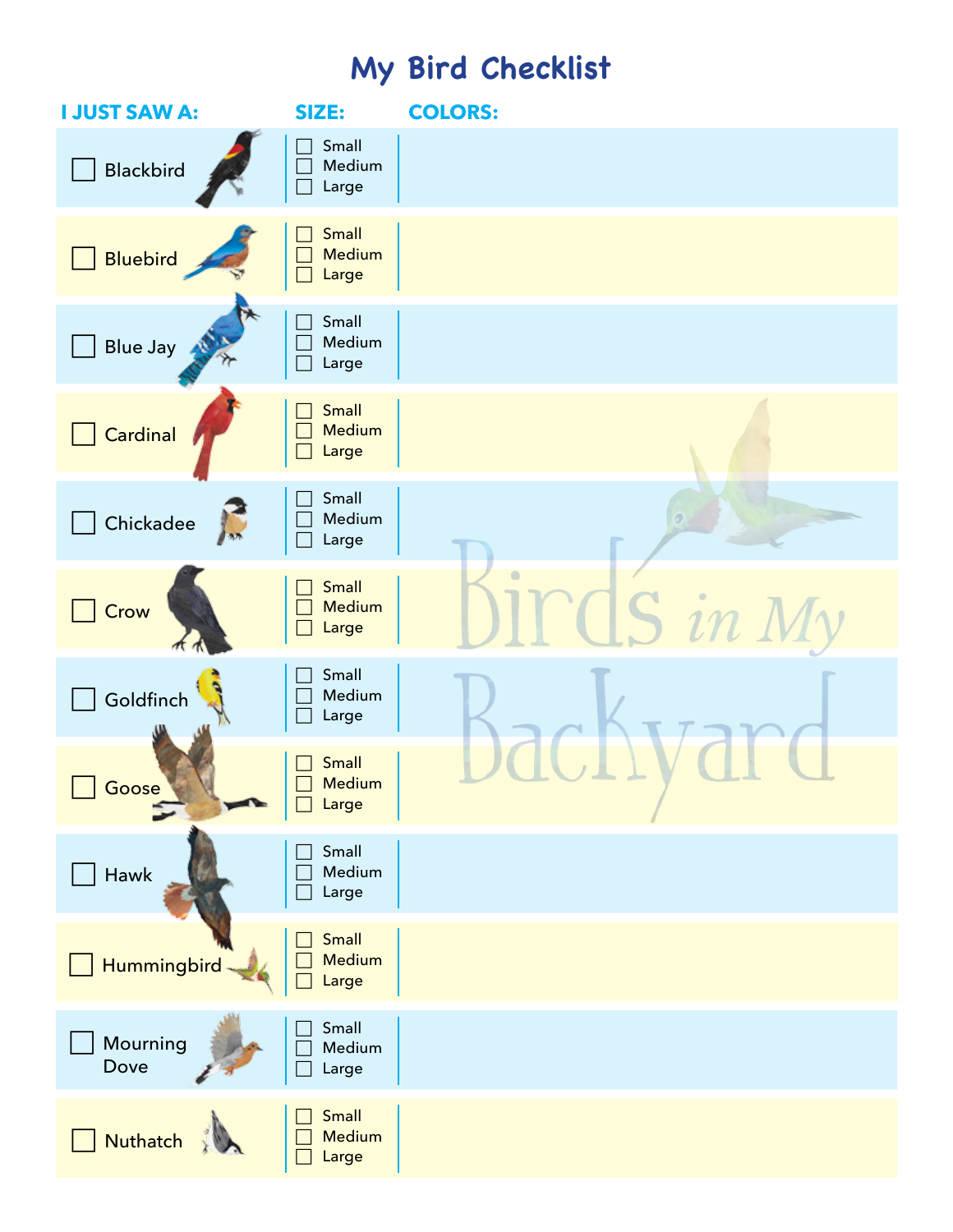# My Bird Checklist

| I JUST SAW A: | SIZE: | COLORS: |
|---|---|---|
| ☐ Blackbird | ☐ Small<br>☐ Medium<br>☐ Large | |
| ☐ Bluebird | ☐ Small<br>☐ Medium<br>☐ Large | |
| ☐ Blue Jay | ☐ Small<br>☐ Medium<br>☐ Large | |
| ☐ Cardinal | ☐ Small<br>☐ Medium<br>☐ Large | |
| ☐ Chickadee | ☐ Small<br>☐ Medium<br>☐ Large | |
| ☐ Crow | ☐ Small<br>☐ Medium<br>☐ Large | |
| ☐ Goldfinch | ☐ Small<br>☐ Medium<br>☐ Large | |
| ☐ Goose | ☐ Small<br>☐ Medium<br>☐ Large | |
| ☐ Hawk | ☐ Small<br>☐ Medium<br>☐ Large | |
| ☐ Hummingbird | ☐ Small<br>☐ Medium<br>☐ Large | |
| ☐ Mourning Dove | ☐ Small<br>☐ Medium<br>☐ Large | |
| ☐ Nuthatch | ☐ Small<br>☐ Medium<br>☐ Large | |

Birds in My Backyard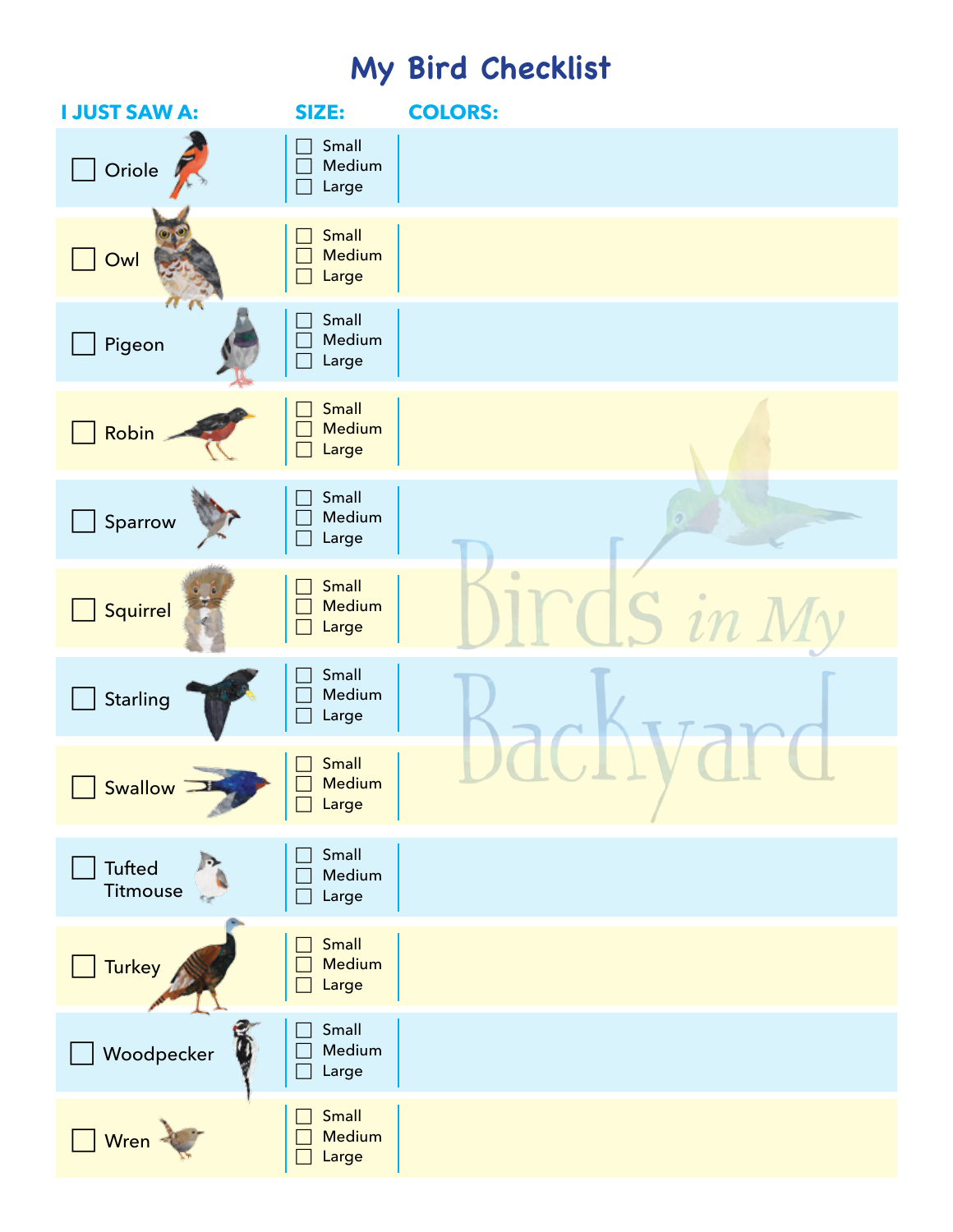# My Bird Checklist

| I JUST SAW A: | SIZE: | COLORS: |
| --- | --- | --- |
| ☐ Oriole | ☐ Small<br>☐ Medium<br>☐ Large | |
| ☐ Owl | ☐ Small<br>☐ Medium<br>☐ Large | |
| ☐ Pigeon | ☐ Small<br>☐ Medium<br>☐ Large | |
| ☐ Robin | ☐ Small<br>☐ Medium<br>☐ Large | |
| ☐ Sparrow | ☐ Small<br>☐ Medium<br>☐ Large | |
| ☐ Squirrel | ☐ Small<br>☐ Medium<br>☐ Large | |
| ☐ Starling | ☐ Small<br>☐ Medium<br>☐ Large | |
| ☐ Swallow | ☐ Small<br>☐ Medium<br>☐ Large | |
| ☐ Tufted Titmouse | ☐ Small<br>☐ Medium<br>☐ Large | |
| ☐ Turkey | ☐ Small<br>☐ Medium<br>☐ Large | |
| ☐ Woodpecker | ☐ Small<br>☐ Medium<br>☐ Large | |
| ☐ Wren | ☐ Small<br>☐ Medium<br>☐ Large | |

Birds in My Backyard